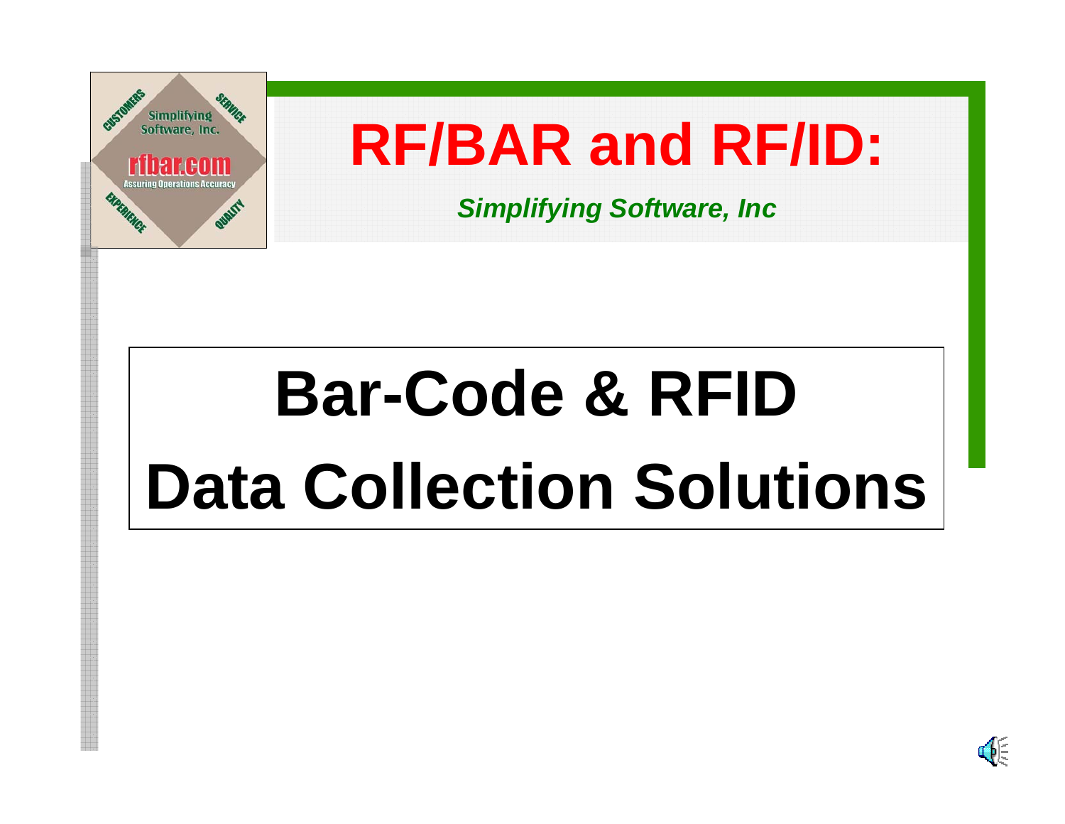# RF/BAR and RF/ID:

*Simplifying Software, Inc*

# Bar-Code & RFID Data Collection Solutions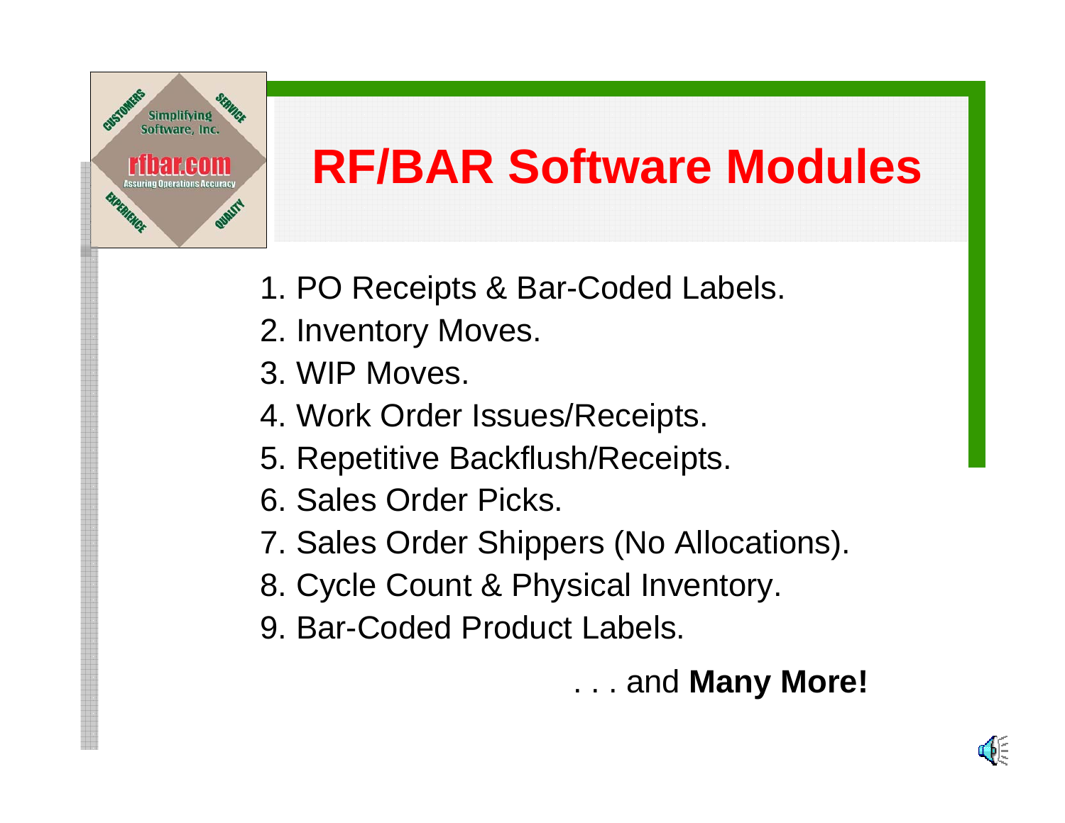# RF/BAR Software Modules

1. PO Receipts & Bar-Coded Labels.
2. Inventory Moves.
3. WIP Moves.
4. Work Order Issues/Receipts.
5. Repetitive Backflush/Receipts.
6. Sales Order Picks.
7. Sales Order Shippers (No Allocations).
8. Cycle Count & Physical Inventory.
9. Bar-Coded Product Labels.

. . . and **Many More!**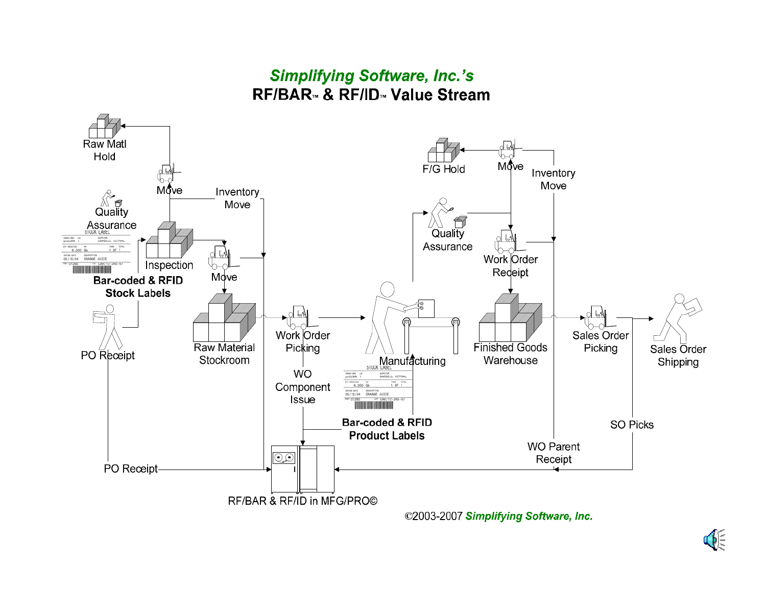# *Simplifying Software, Inc.'s*

# RF/BAR™ & RF/ID™ Value Stream

Raw Matl Hold

Move

Inventory Move

Quality Assurance

Inspection

Move

**Bar-coded & RFID Stock Labels**

PO Receipt

Raw Material Stockroom

Work Order Picking

WO Component Issue

Manufacturing

**Bar-coded & RFID Product Labels**

F/G Hold

Move

Inventory Move

Quality Assurance

Work Order Receipt

Finished Goods Warehouse

Sales Order Picking

Sales Order Shipping

SO Picks

WO Parent Receipt

PO Receipt

RF/BAR & RF/ID in MFG/PRO©

©2003-2007 *Simplifying Software, Inc.*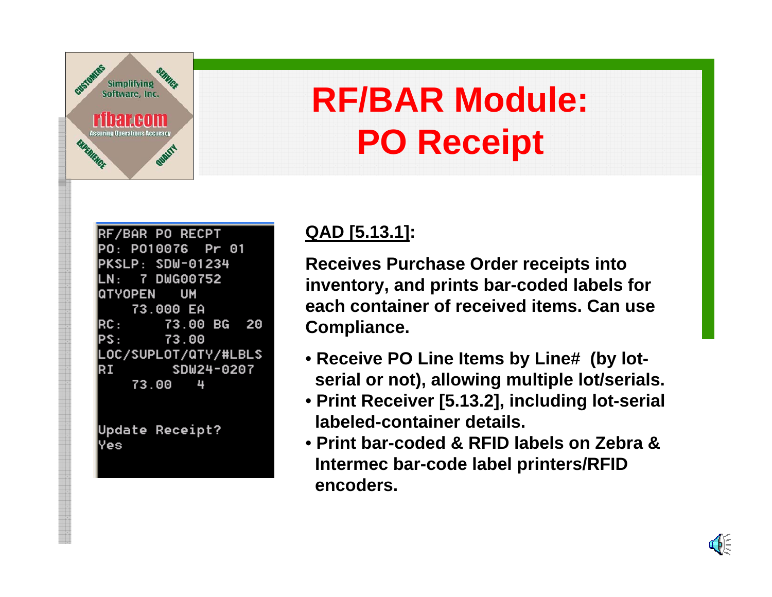# RF/BAR Module: PO Receipt

```
RF/BAR PO RECPT
PO: PO10076   Pr 01
PKSLP: SDW-01234
LN:  7 DWG00752
QTYOPEN    UM
    73.000 EA
RC:       73.00 BG   20
PS:       73.00
LOC/SUPLOT/QTY/#LBLS
RI         SDW24-0207
    73.00    4


Update Receipt?
Yes
```

**QAD [5.13.1]:**

**Receives Purchase Order receipts into inventory, and prints bar-coded labels for each container of received items. Can use Compliance.**

- **Receive PO Line Items by Line# (by lot-serial or not), allowing multiple lot/serials.**
- **Print Receiver [5.13.2], including lot-serial labeled-container details.**
- **Print bar-coded & RFID labels on Zebra & Intermec bar-code label printers/RFID encoders.**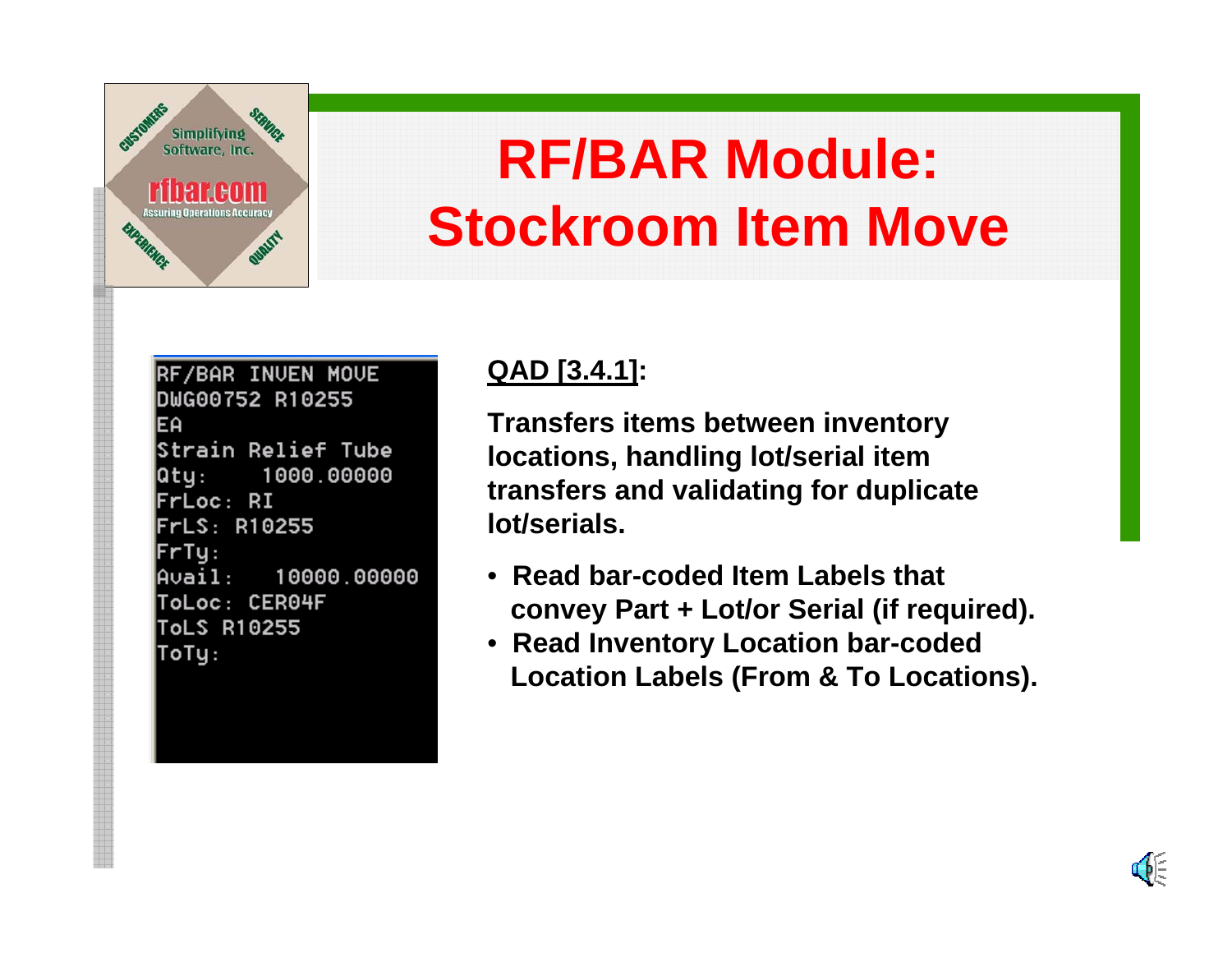# RF/BAR Module: Stockroom Item Move

```
RF/BAR INVEN MOVE
DWG00752 R10255
EA
Strain Relief Tube
Qty:     1000.00000
FrLoc: RI
FrLS: R10255
FrTy:
Avail:    10000.00000
ToLoc: CER04F
ToLS R10255
ToTy:
```

**QAD [3.4.1]:**

**Transfers items between inventory locations, handling lot/serial item transfers and validating for duplicate lot/serials.**

- **Read bar-coded Item Labels that convey Part + Lot/or Serial (if required).**
- **Read Inventory Location bar-coded Location Labels (From & To Locations).**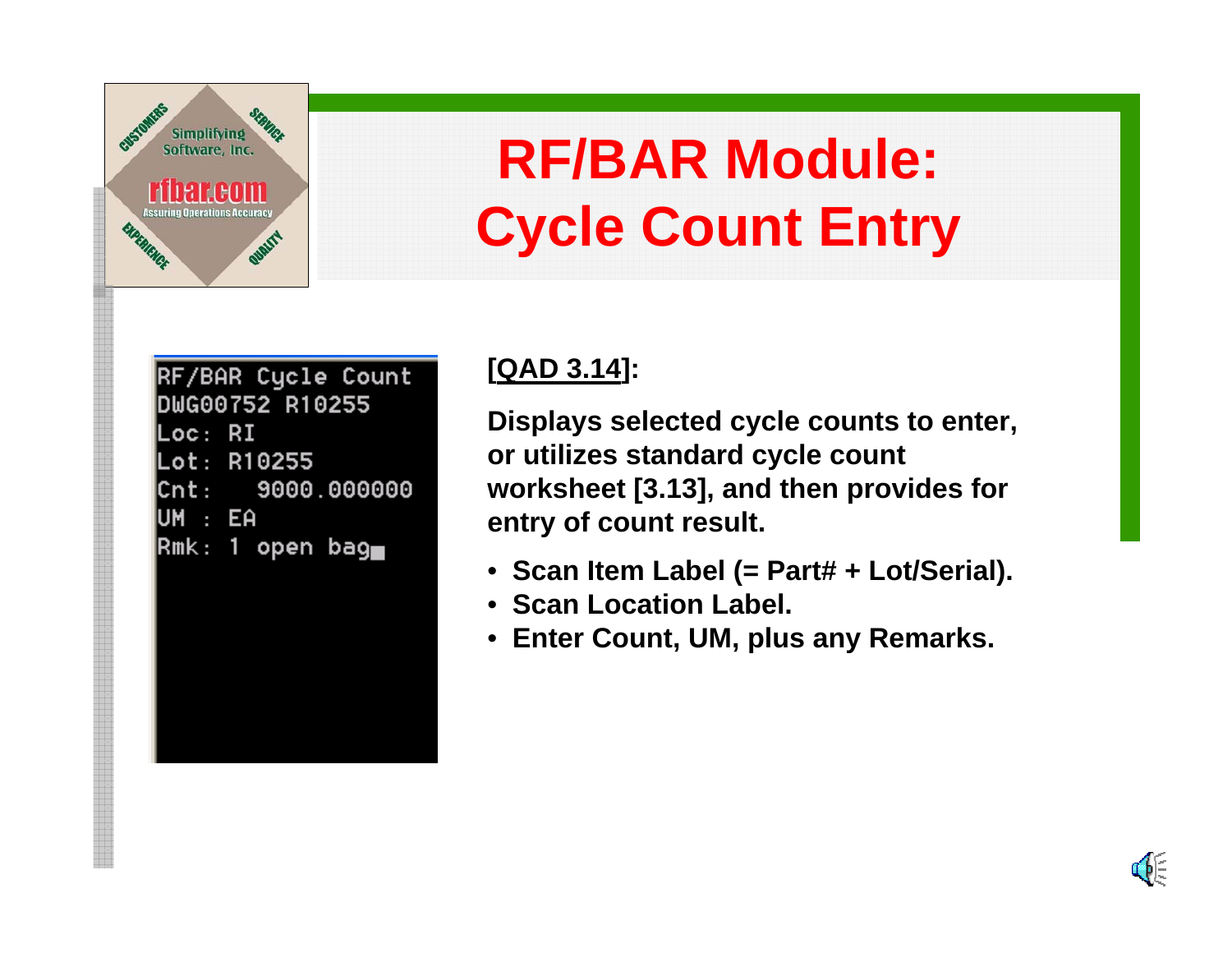Simplifying Software, Inc.

rfbar.com

Assuring Operations Accuracy

CUSTOMERS SERVICE EXPERIENCE QUALITY

# RF/BAR Module: Cycle Count Entry

```
RF/BAR Cycle Count
DWG00752 R10255
Loc: RI
Lot: R10255
Cnt:    9000.000000
UM : EA
Rmk: 1 open bag
```

**[QAD 3.14]:**

**Displays selected cycle counts to enter, or utilizes standard cycle count worksheet [3.13], and then provides for entry of count result.**

- **Scan Item Label (= Part# + Lot/Serial).**
- **Scan Location Label.**
- **Enter Count, UM, plus any Remarks.**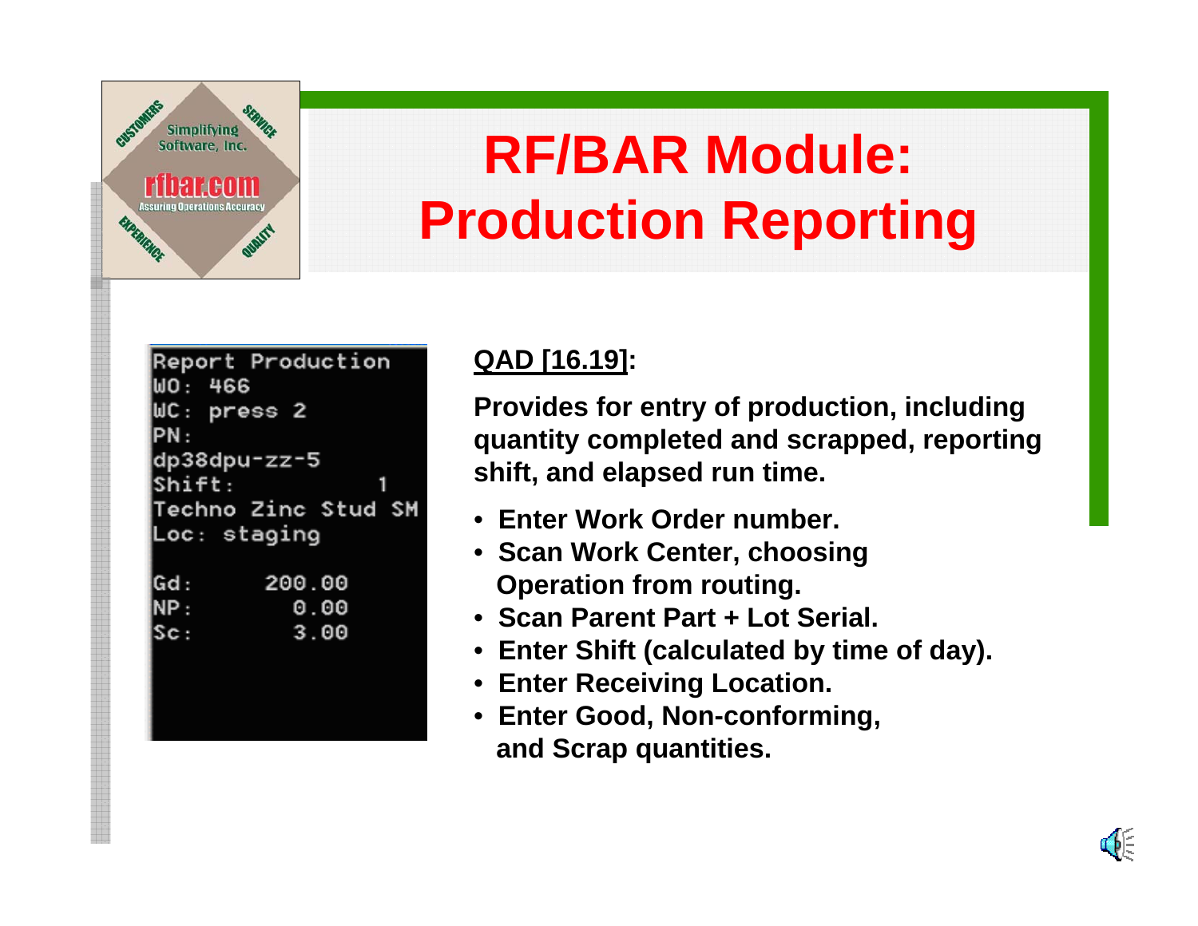# RF/BAR Module: Production Reporting

```
Report Production
WO: 466
WC: press 2
PN:
dp38dpu-zz-5
Shift:          1
Techno Zinc Stud SM
Loc: staging

Gd:       200.00
NP:         0.00
Sc:         3.00
```

**QAD [16.19]:**

**Provides for entry of production, including quantity completed and scrapped, reporting shift, and elapsed run time.**

- **Enter Work Order number.**
- **Scan Work Center, choosing Operation from routing.**
- **Scan Parent Part + Lot Serial.**
- **Enter Shift (calculated by time of day).**
- **Enter Receiving Location.**
- **Enter Good, Non-conforming, and Scrap quantities.**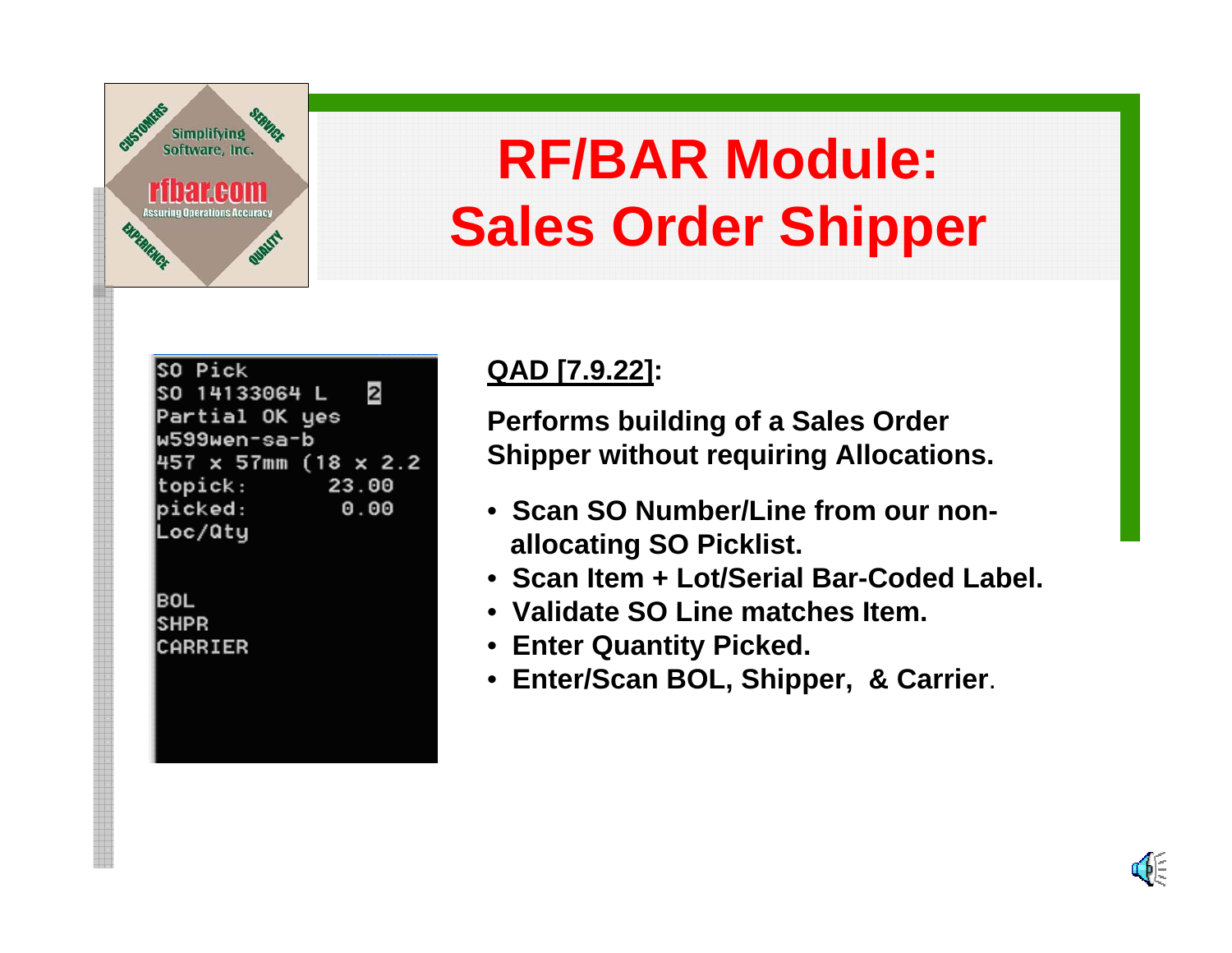# RF/BAR Module: Sales Order Shipper

```
SO Pick
SO 14133064 L    2
Partial OK yes
w599wen-sa-b
457 x 57mm (18 x 2.2
topick:        23.00
picked:         0.00
Loc/Qty


BOL
SHPR
CARRIER
```

**QAD [7.9.22]:**

**Performs building of a Sales Order Shipper without requiring Allocations.**

- **Scan SO Number/Line from our non-allocating SO Picklist.**
- **Scan Item + Lot/Serial Bar-Coded Label.**
- **Validate SO Line matches Item.**
- **Enter Quantity Picked.**
- **Enter/Scan BOL, Shipper, & Carrier**.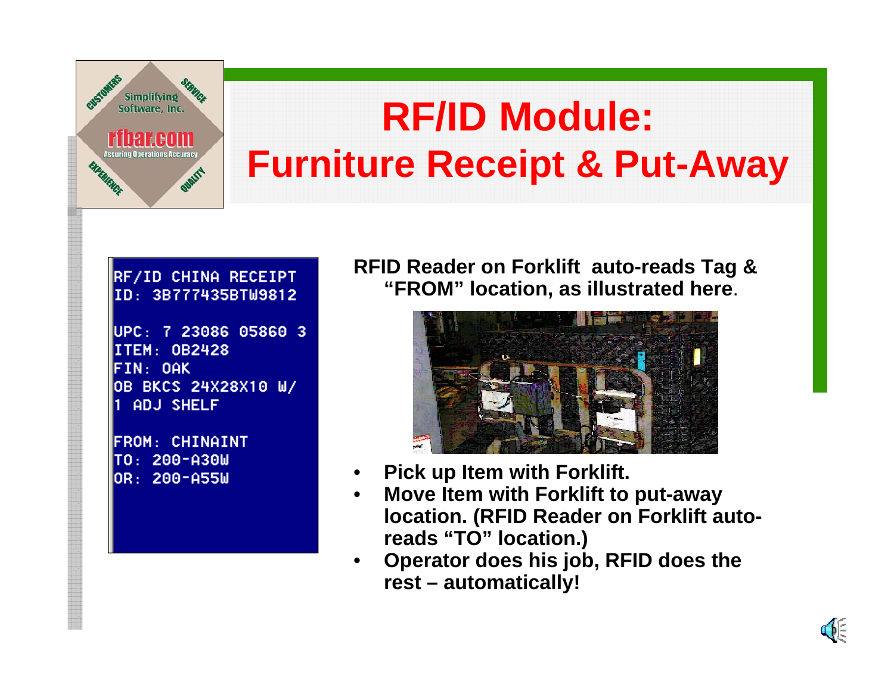# RF/ID Module: Furniture Receipt & Put-Away

```
RF/ID CHINA RECEIPT
ID: 3B777435BTW9812

UPC: 7 23086 05860 3
ITEM: OB2428
FIN: OAK
OB BKCS 24X28X10 W/
1 ADJ SHELF

FROM: CHINAINT
TO: 200-A30W
OR: 200-A55W
```

**RFID Reader on Forklift auto-reads Tag & "FROM" location, as illustrated here.**

- **Pick up Item with Forklift.**
- **Move Item with Forklift to put-away location. (RFID Reader on Forklift auto-reads "TO" location.)**
- **Operator does his job, RFID does the rest – automatically!**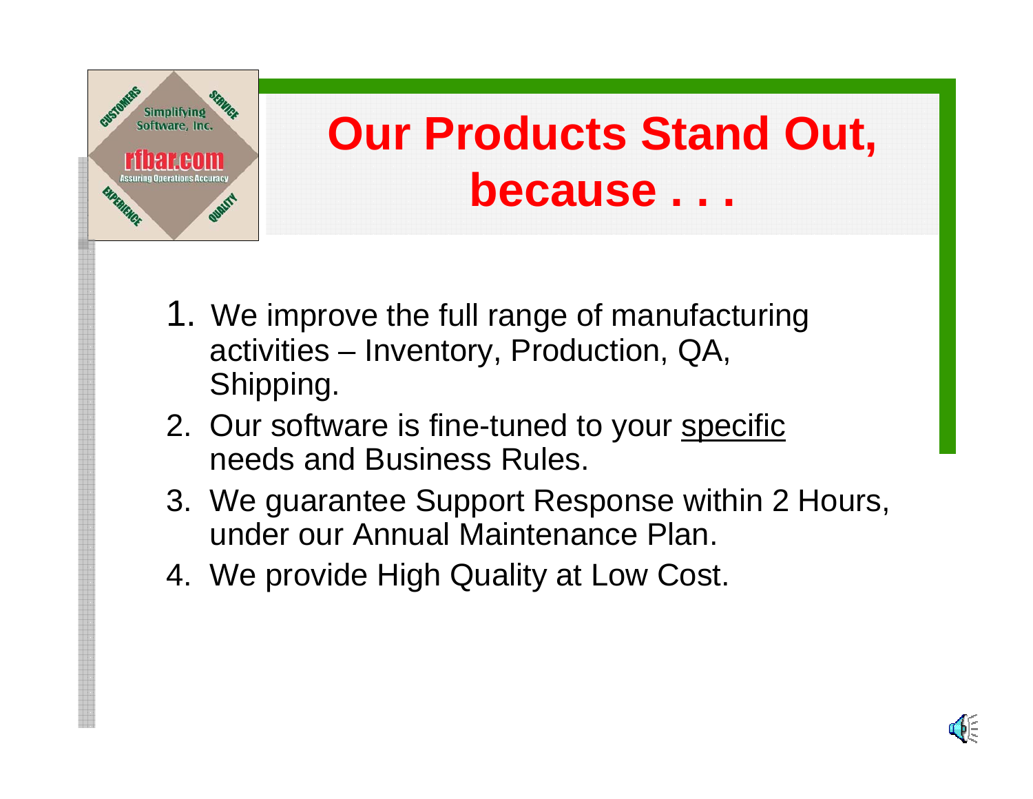# Our Products Stand Out, because . . .

1. We improve the full range of manufacturing activities – Inventory, Production, QA, Shipping.
2. Our software is fine-tuned to your <u>specific</u> needs and Business Rules.
3. We guarantee Support Response within 2 Hours, under our Annual Maintenance Plan.
4. We provide High Quality at Low Cost.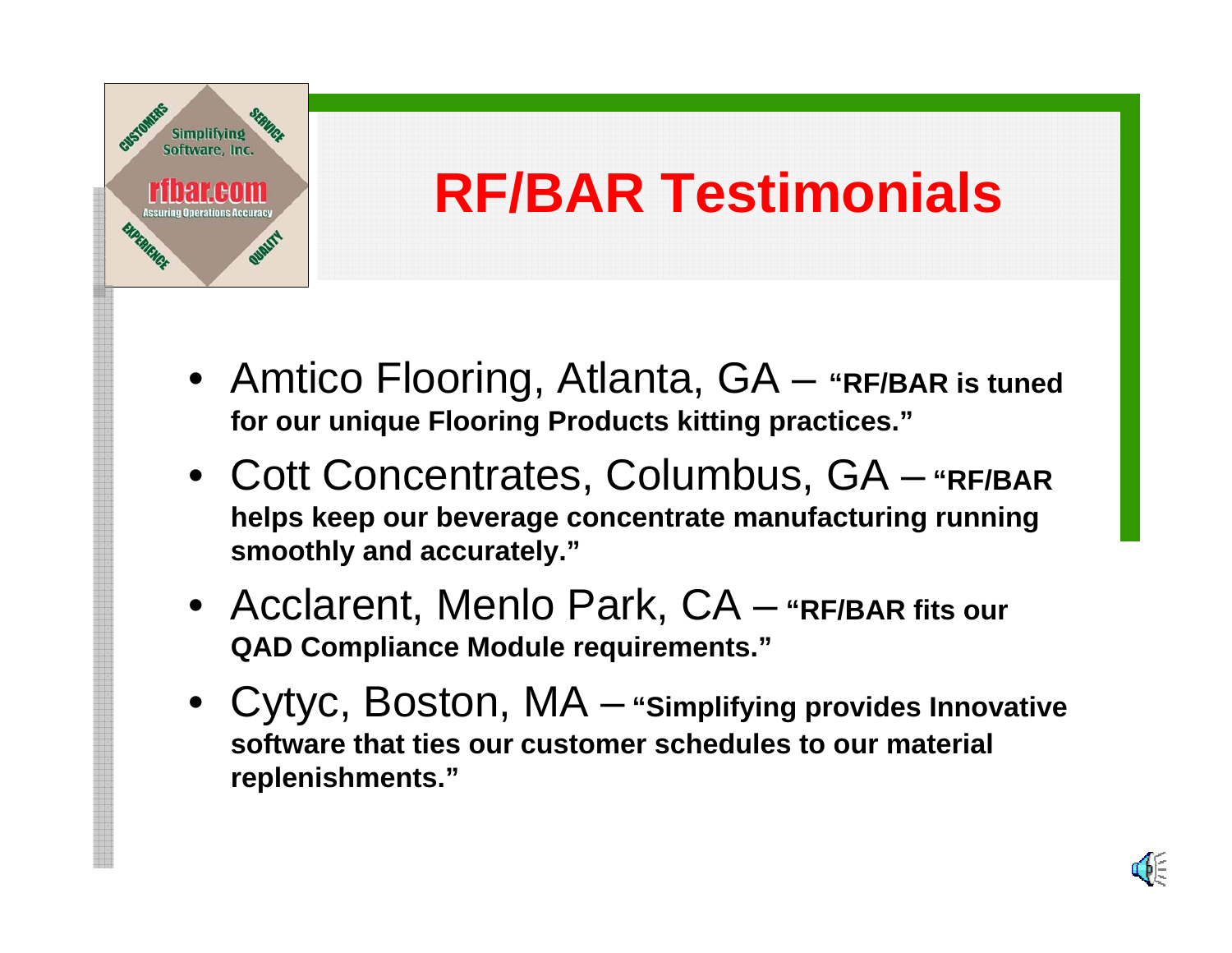# RF/BAR Testimonials

- Amtico Flooring, Atlanta, GA – **"RF/BAR is tuned for our unique Flooring Products kitting practices."**
- Cott Concentrates, Columbus, GA – **"RF/BAR helps keep our beverage concentrate manufacturing running smoothly and accurately."**
- Acclarent, Menlo Park, CA – **"RF/BAR fits our QAD Compliance Module requirements."**
- Cytyc, Boston, MA – **"Simplifying provides Innovative software that ties our customer schedules to our material replenishments."**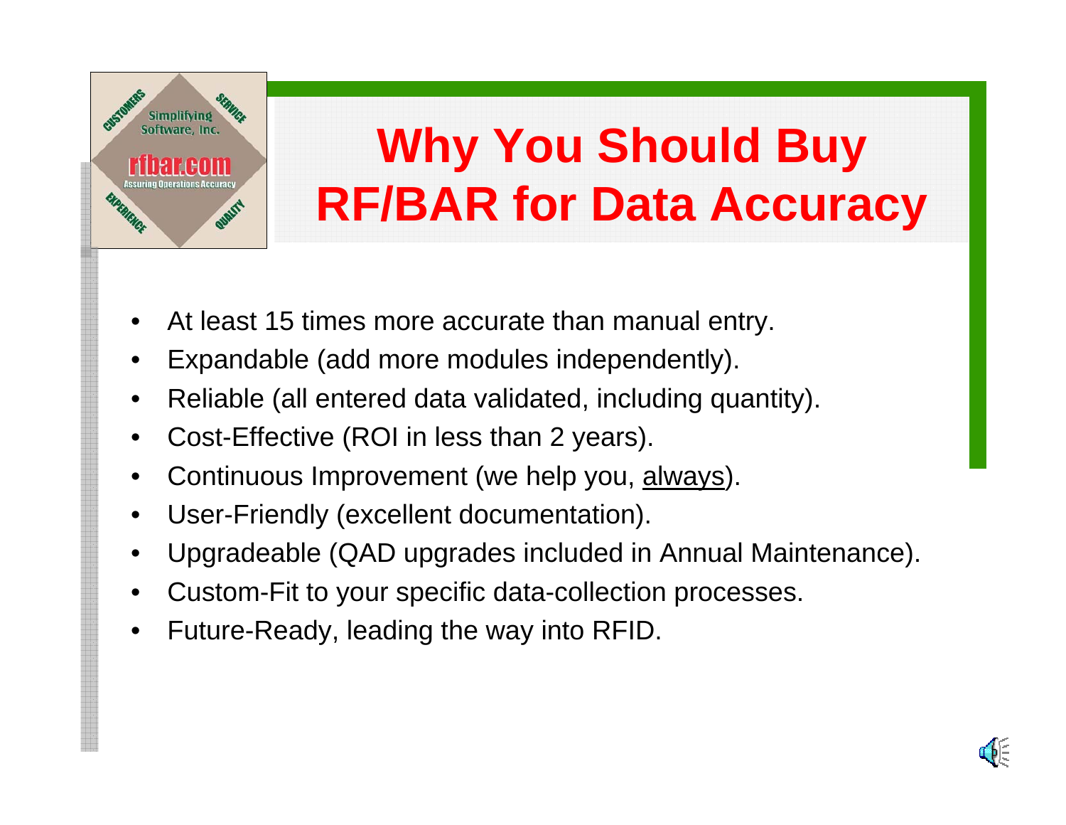# Why You Should Buy RF/BAR for Data Accuracy

- At least 15 times more accurate than manual entry.
- Expandable (add more modules independently).
- Reliable (all entered data validated, including quantity).
- Cost-Effective (ROI in less than 2 years).
- Continuous Improvement (we help you, always).
- User-Friendly (excellent documentation).
- Upgradeable (QAD upgrades included in Annual Maintenance).
- Custom-Fit to your specific data-collection processes.
- Future-Ready, leading the way into RFID.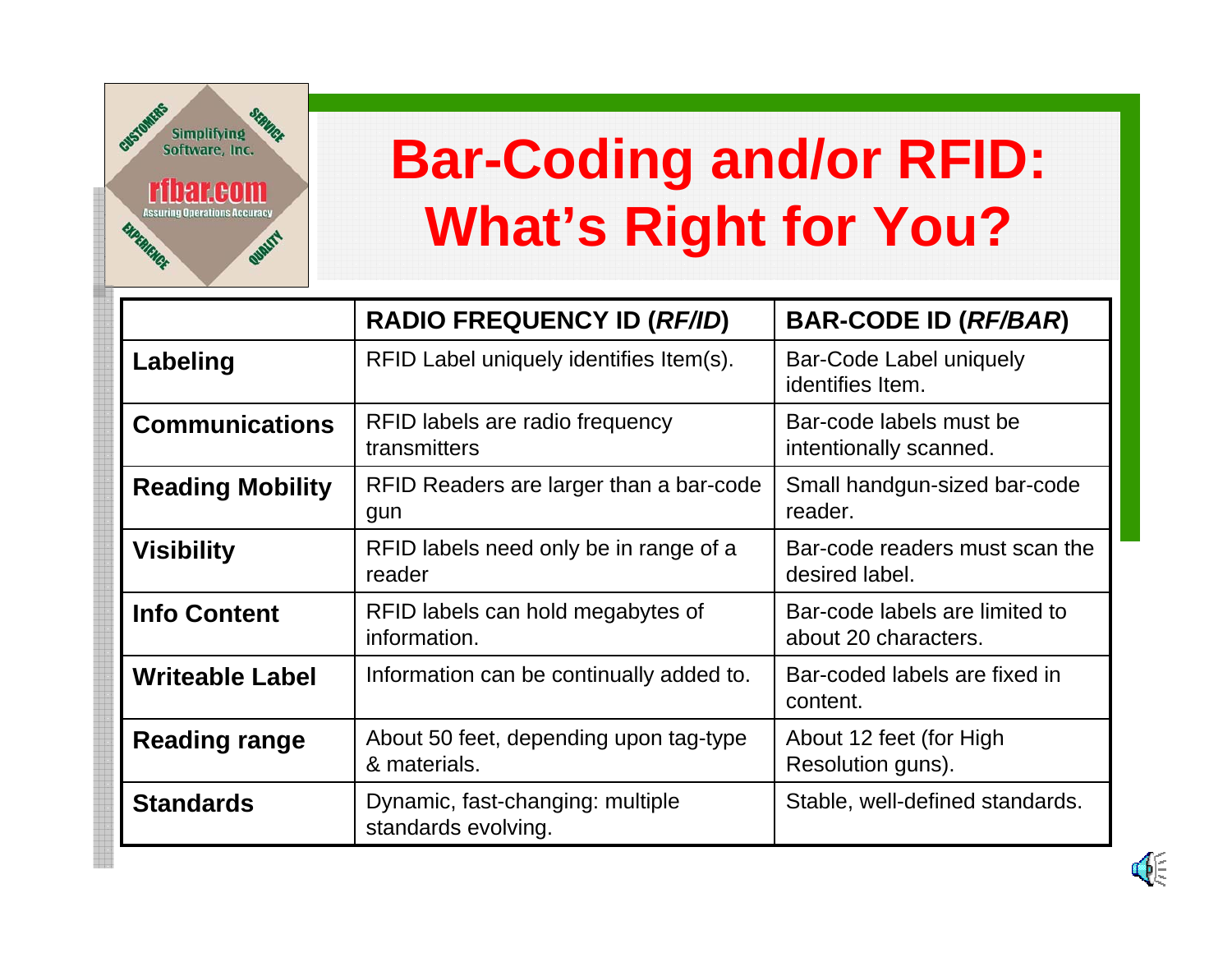# Bar-Coding and/or RFID: What's Right for You?

| | RADIO FREQUENCY ID (*RF/ID*) | BAR-CODE ID (*RF/BAR*) |
|---|---|---|
| **Labeling** | RFID Label uniquely identifies Item(s). | Bar-Code Label uniquely identifies Item. |
| **Communications** | RFID labels are radio frequency transmitters | Bar-code labels must be intentionally scanned. |
| **Reading Mobility** | RFID Readers are larger than a bar-code gun | Small handgun-sized bar-code reader. |
| **Visibility** | RFID labels need only be in range of a reader | Bar-code readers must scan the desired label. |
| **Info Content** | RFID labels can hold megabytes of information. | Bar-code labels are limited to about 20 characters. |
| **Writeable Label** | Information can be continually added to. | Bar-coded labels are fixed in content. |
| **Reading range** | About 50 feet, depending upon tag-type & materials. | About 12 feet (for High Resolution guns). |
| **Standards** | Dynamic, fast-changing: multiple standards evolving. | Stable, well-defined standards. |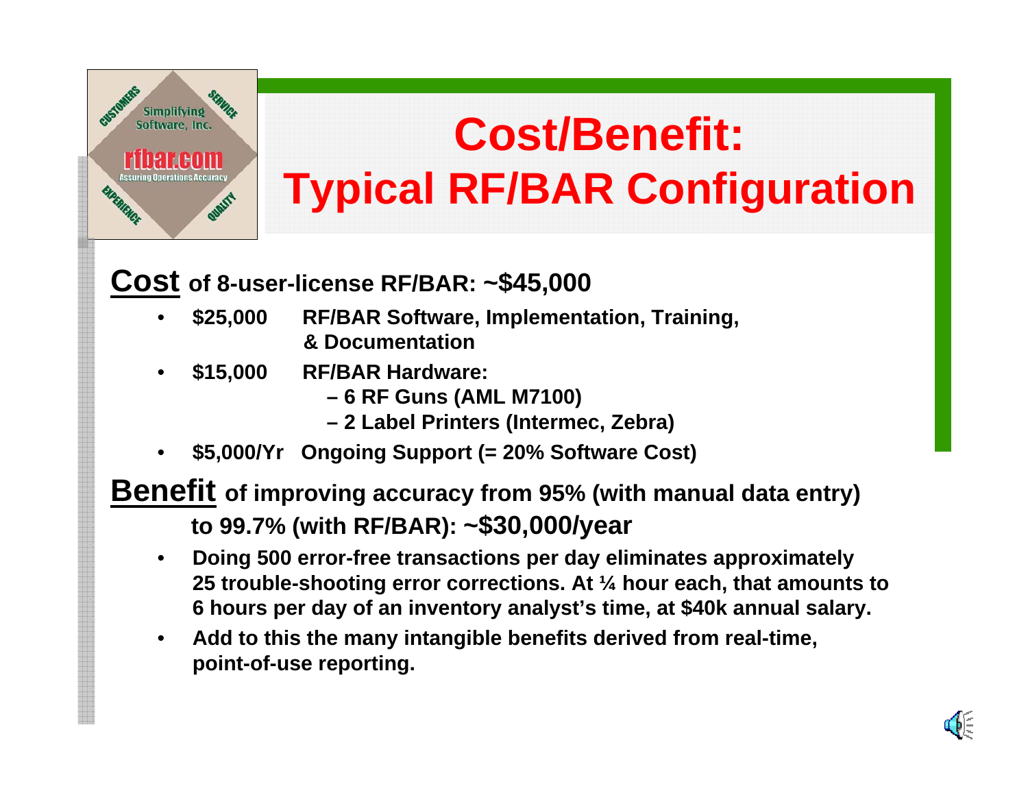# Cost/Benefit: Typical RF/BAR Configuration

**Cost of 8-user-license RF/BAR: ~$45,000**

- **$25,000** RF/BAR Software, Implementation, Training, & Documentation
- **$15,000** RF/BAR Hardware:
  - 6 RF Guns (AML M7100)
  - 2 Label Printers (Intermec, Zebra)
- **$5,000/Yr** Ongoing Support (= 20% Software Cost)

**Benefit of improving accuracy from 95% (with manual data entry) to 99.7% (with RF/BAR): ~$30,000/year**

- Doing 500 error-free transactions per day eliminates approximately 25 trouble-shooting error corrections. At ¼ hour each, that amounts to 6 hours per day of an inventory analyst's time, at $40k annual salary.
- Add to this the many intangible benefits derived from real-time, point-of-use reporting.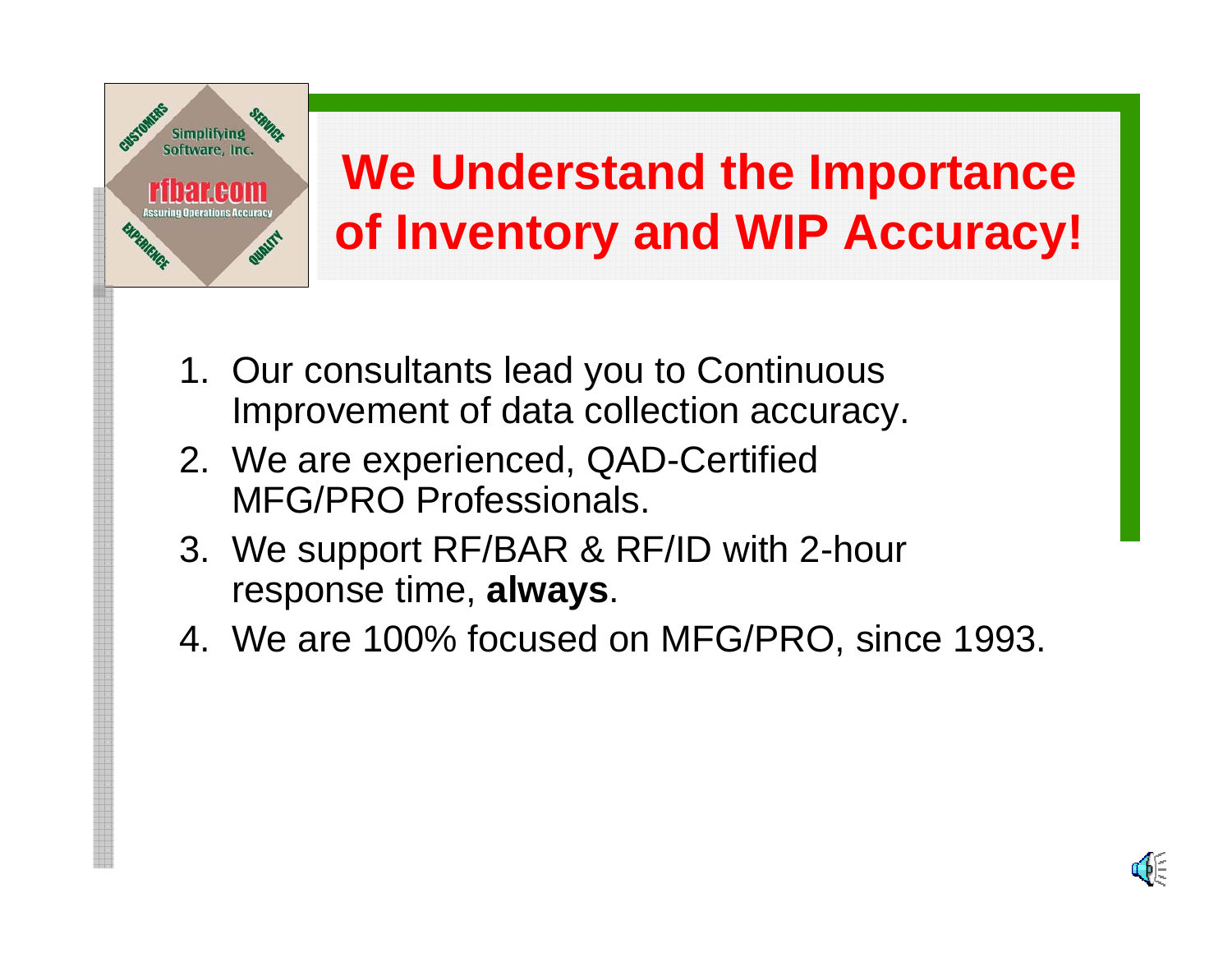Simplifying Software, Inc.

rfbar.com

Assuring Operations Accuracy

CUSTOMERS SERVICE EXPERIENCE QUALITY

# We Understand the Importance of Inventory and WIP Accuracy!

1. Our consultants lead you to Continuous Improvement of data collection accuracy.
2. We are experienced, QAD-Certified MFG/PRO Professionals.
3. We support RF/BAR & RF/ID with 2-hour response time, **always**.
4. We are 100% focused on MFG/PRO, since 1993.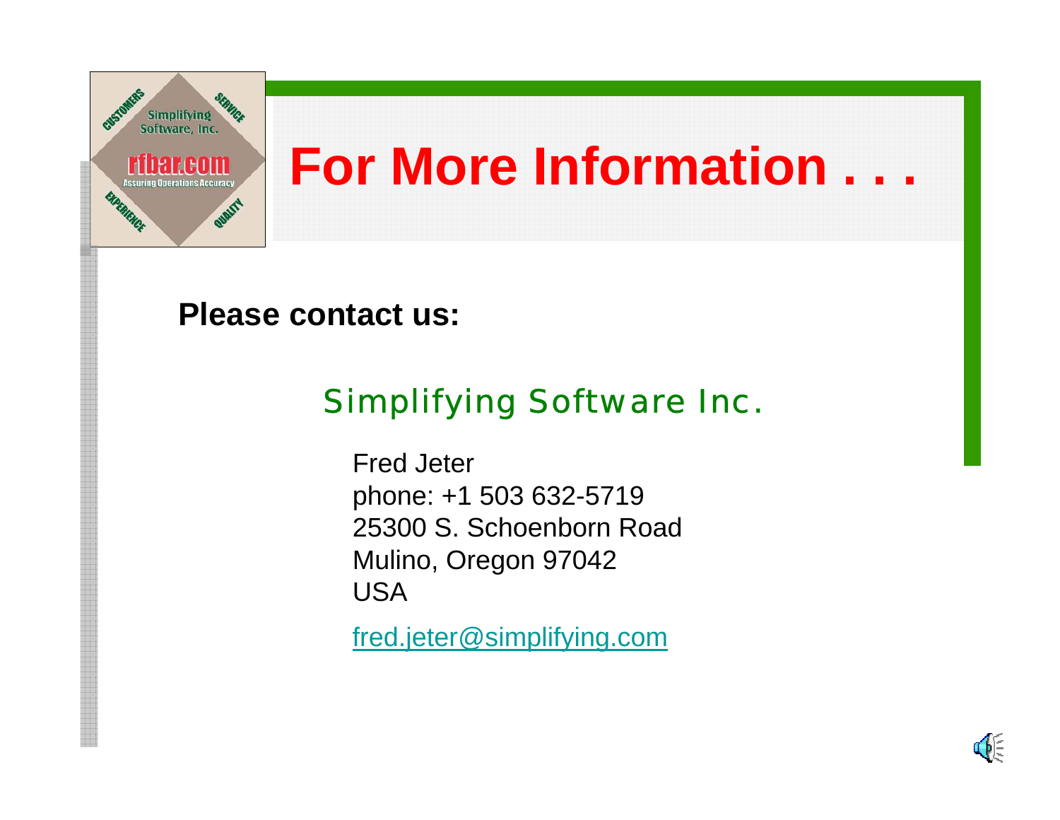# For More Information . . .

**Please contact us:**

Simplifying Software Inc.

Fred Jeter
phone: +1 503 632-5719
25300 S. Schoenborn Road
Mulino, Oregon 97042
USA

fred.jeter@simplifying.com